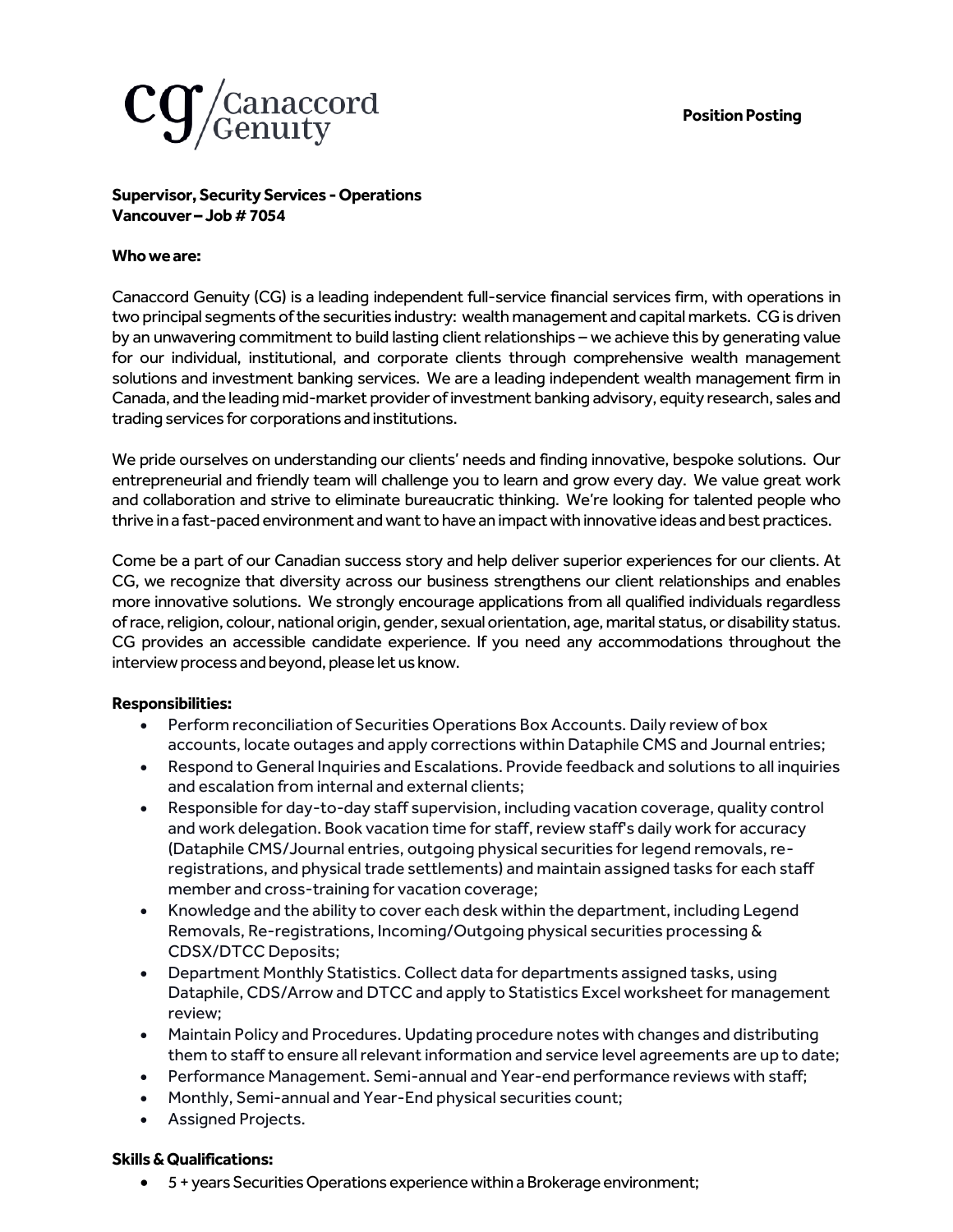**Position Posting**

**Supervisor, Security Services - Operations**
**Vancouver – Job # 7054**

**Who we are:**

Canaccord Genuity (CG) is a leading independent full-service financial services firm, with operations in two principal segments of the securities industry: wealth management and capital markets. CG is driven by an unwavering commitment to build lasting client relationships – we achieve this by generating value for our individual, institutional, and corporate clients through comprehensive wealth management solutions and investment banking services. We are a leading independent wealth management firm in Canada, and the leading mid-market provider of investment banking advisory, equity research, sales and trading services for corporations and institutions.

We pride ourselves on understanding our clients' needs and finding innovative, bespoke solutions. Our entrepreneurial and friendly team will challenge you to learn and grow every day. We value great work and collaboration and strive to eliminate bureaucratic thinking. We're looking for talented people who thrive in a fast-paced environment and want to have an impact with innovative ideas and best practices.

Come be a part of our Canadian success story and help deliver superior experiences for our clients. At CG, we recognize that diversity across our business strengthens our client relationships and enables more innovative solutions. We strongly encourage applications from all qualified individuals regardless of race, religion, colour, national origin, gender, sexual orientation, age, marital status, or disability status. CG provides an accessible candidate experience. If you need any accommodations throughout the interview process and beyond, please let us know.

**Responsibilities:**

- Perform reconciliation of Securities Operations Box Accounts. Daily review of box accounts, locate outages and apply corrections within Dataphile CMS and Journal entries;
- Respond to General Inquiries and Escalations. Provide feedback and solutions to all inquiries and escalation from internal and external clients;
- Responsible for day-to-day staff supervision, including vacation coverage, quality control and work delegation. Book vacation time for staff, review staff's daily work for accuracy (Dataphile CMS/Journal entries, outgoing physical securities for legend removals, re-registrations, and physical trade settlements) and maintain assigned tasks for each staff member and cross-training for vacation coverage;
- Knowledge and the ability to cover each desk within the department, including Legend Removals, Re-registrations, Incoming/Outgoing physical securities processing & CDSX/DTCC Deposits;
- Department Monthly Statistics. Collect data for departments assigned tasks, using Dataphile, CDS/Arrow and DTCC and apply to Statistics Excel worksheet for management review;
- Maintain Policy and Procedures. Updating procedure notes with changes and distributing them to staff to ensure all relevant information and service level agreements are up to date;
- Performance Management. Semi-annual and Year-end performance reviews with staff;
- Monthly, Semi-annual and Year-End physical securities count;
- Assigned Projects.

**Skills & Qualifications:**

- 5 + years Securities Operations experience within a Brokerage environment;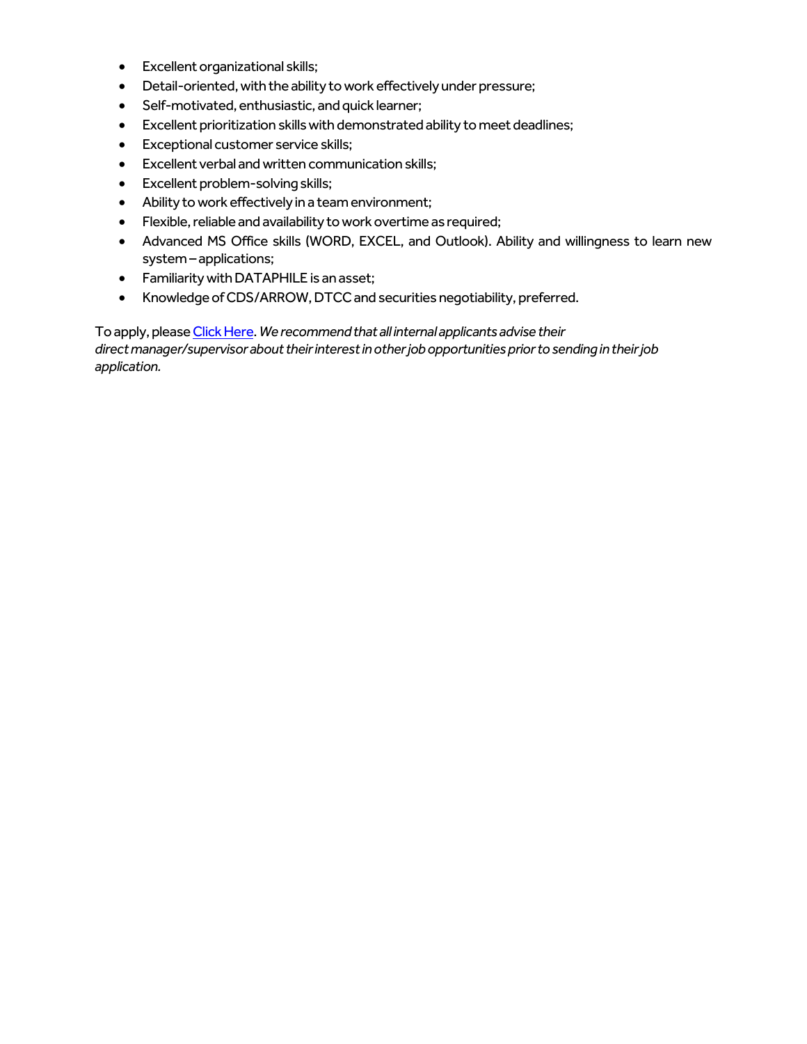- Excellent organizational skills;
- Detail-oriented, with the ability to work effectively under pressure;
- Self-motivated, enthusiastic, and quick learner;
- Excellent prioritization skills with demonstrated ability to meet deadlines;
- Exceptional customer service skills;
- Excellent verbal and written communication skills;
- Excellent problem-solving skills;
- Ability to work effectively in a team environment;
- Flexible, reliable and availability to work overtime as required;
- Advanced MS Office skills (WORD, EXCEL, and Outlook). Ability and willingness to learn new system – applications;
- Familiarity with DATAPHILE is an asset;
- Knowledge of CDS/ARROW, DTCC and securities negotiability, preferred.

To apply, please Click Here. *We recommend that all internal applicants advise their direct manager/supervisor about their interest in other job opportunities prior to sending in their job application.*